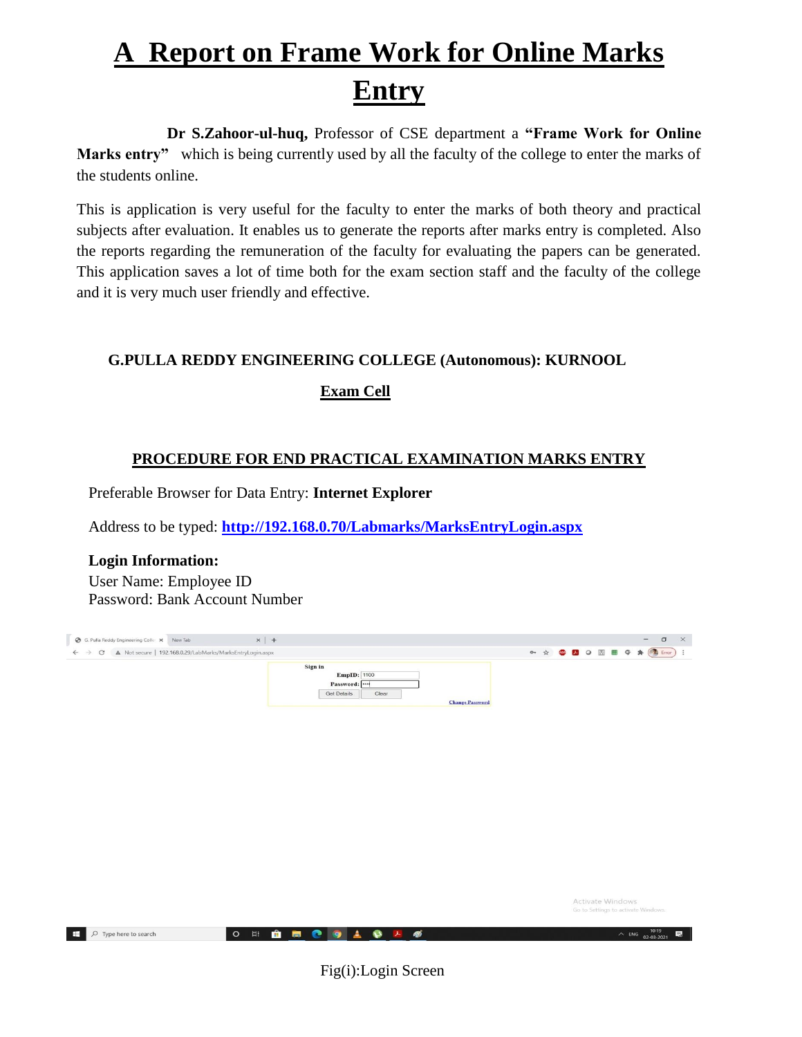# A Report on Frame Work for Online Marks Entry

**Dr S.Zahoor-ul-huq,** Professor of CSE department a **"Frame Work for Online Marks entry"** which is being currently used by all the faculty of the college to enter the marks of the students online.

This is application is very useful for the faculty to enter the marks of both theory and practical subjects after evaluation. It enables us to generate the reports after marks entry is completed. Also the reports regarding the remuneration of the faculty for evaluating the papers can be generated. This application saves a lot of time both for the exam section staff and the faculty of the college and it is very much user friendly and effective.

**G.PULLA REDDY ENGINEERING COLLEGE (Autonomous): KURNOOL**

**Exam Cell**

## PROCEDURE FOR END PRACTICAL EXAMINATION MARKS ENTRY

Preferable Browser for Data Entry: **Internet Explorer**

Address to be typed: **http://192.168.0.70/Labmarks/MarksEntryLogin.aspx**

**Login Information:**
User Name: Employee ID
Password: Bank Account Number

Fig(i):Login Screen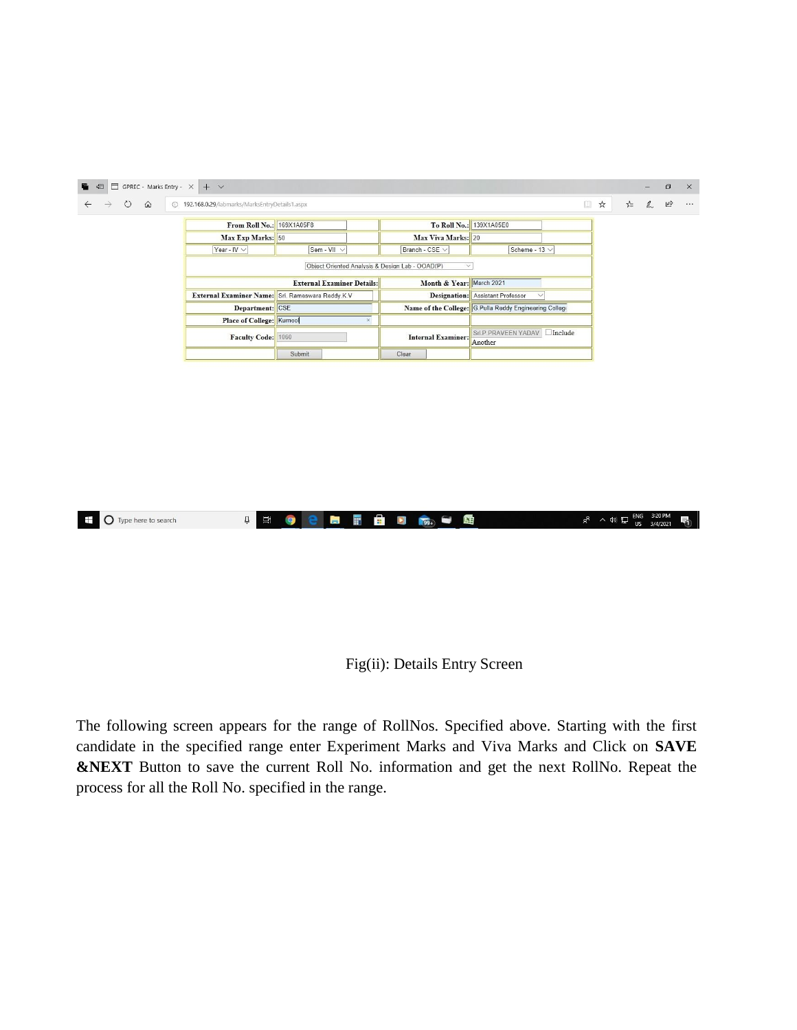| From Roll No.: | 169X1A05F8 | To Roll No.: | 139X1A05E0 |
| --- | --- | --- | --- |
| Max Exp Marks: | 50 | Max Viva Marks: | 20 |
| Year - IV | Sem - VII | Branch - CSE | Scheme - 13 |
| Object Oriented Analysis & Design Lab - OOAD(P) | | | |
| External Examiner Details: | | Month & Year: | March 2021 |
| External Examiner Name: | Sri. Rameswara Reddy K V | Designation: | Assistant Professor |
| Department: | CSE | Name of the College: | G.Pulla Reddy Engineering College |
| Place of College: | Kurnool | | |
| Faculty Code: | 1060 | Internal Examiner: | Sri.P.PRAVEEN YADAV ☐Include Another |
| | Submit | Clear | |

Fig(ii): Details Entry Screen

The following screen appears for the range of RollNos. Specified above. Starting with the first candidate in the specified range enter Experiment Marks and Viva Marks and Click on **SAVE &NEXT** Button to save the current Roll No. information and get the next RollNo. Repeat the process for all the Roll No. specified in the range.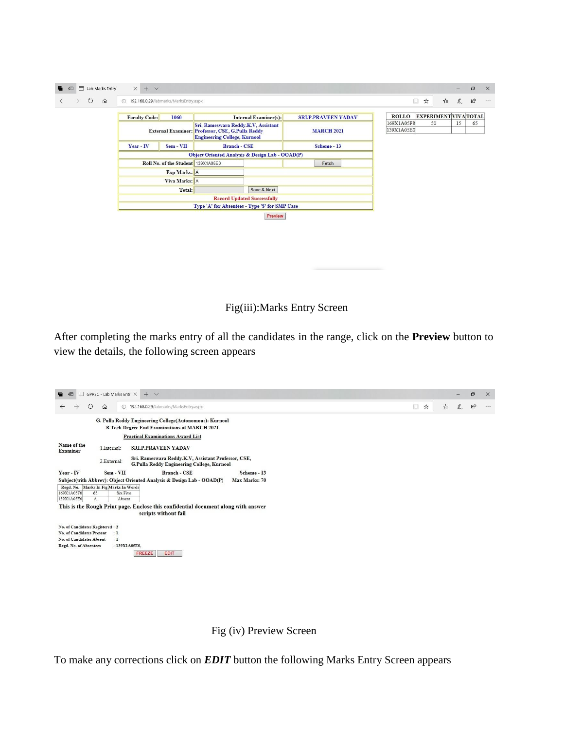Fig(iii):Marks Entry Screen

After completing the marks entry of all the candidates in the range, click on the **Preview** button to view the details, the following screen appears

Fig (iv) Preview Screen

To make any corrections click on ***EDIT*** button the following Marks Entry Screen appears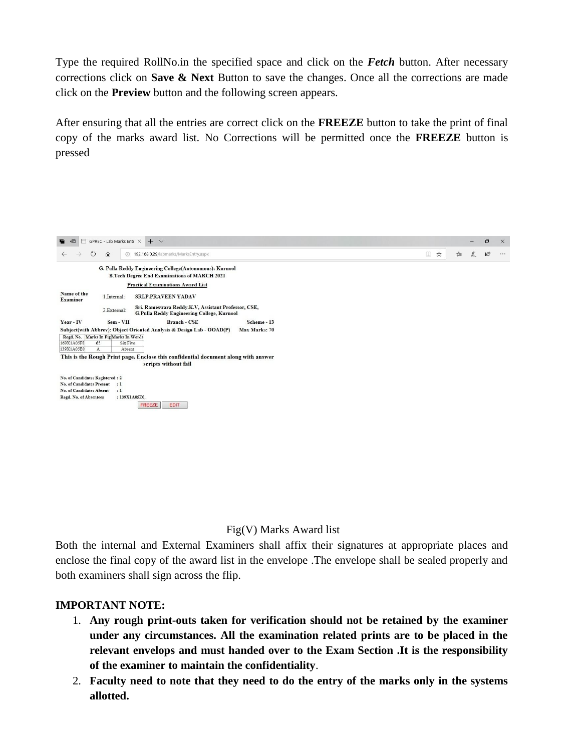Type the required RollNo.in the specified space and click on the ***Fetch*** button. After necessary corrections click on **Save & Next** Button to save the changes. Once all the corrections are made click on the **Preview** button and the following screen appears.

After ensuring that all the entries are correct click on the **FREEZE** button to take the print of final copy of the marks award list. No Corrections will be permitted once the **FREEZE** button is pressed

Fig(V) Marks Award list

Both the internal and External Examiners shall affix their signatures at appropriate places and enclose the final copy of the award list in the envelope .The envelope shall be sealed properly and both examiners shall sign across the flip.

**IMPORTANT NOTE:**

1. **Any rough print-outs taken for verification should not be retained by the examiner under any circumstances. All the examination related prints are to be placed in the relevant envelops and must handed over to the Exam Section .It is the responsibility of the examiner to maintain the confidentiality**.
2. **Faculty need to note that they need to do the entry of the marks only in the systems allotted.**